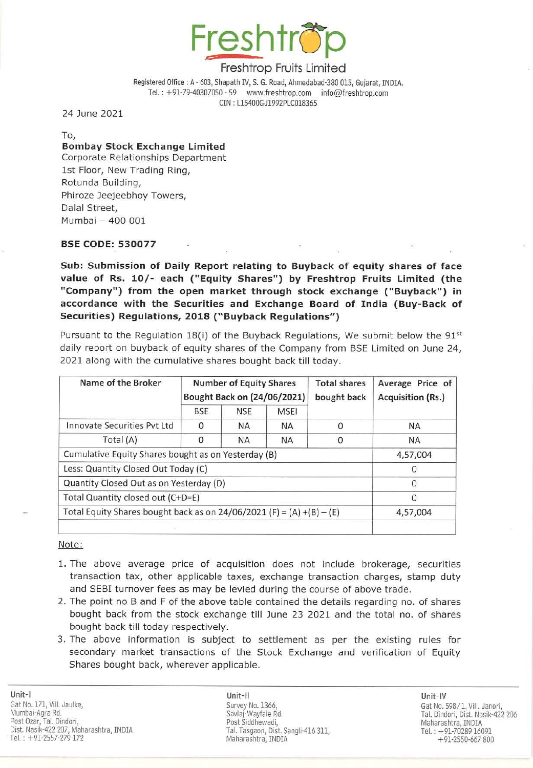# Freshtrop

## Freshtrop Fruits Limited

Registered Office : A - 603, Shapath IV, S. G. Road, Ahmedabad-380 015, Gujarat, INDIA.
Tel. : +91-79-40307050 - 59 www.freshtrop.com info@freshtrop.com
CIN : L15400GJ1992PLC018365

24 June 2021

To,
**Bombay Stock Exchange Limited**
Corporate Relationships Department
1st Floor, New Trading Ring,
Rotunda Building,
Phiroze Jeejeebhoy Towers,
Dalal Street,
Mumbai – 400 001

**BSE CODE: 530077**

**Sub: Submission of Daily Report relating to Buyback of equity shares of face value of Rs. 10/- each ("Equity Shares") by Freshtrop Fruits Limited (the "Company") from the open market through stock exchange ("Buyback") in accordance with the Securities and Exchange Board of India (Buy-Back of Securities) Regulations, 2018 ("Buyback Regulations")**

Pursuant to the Regulation 18(i) of the Buyback Regulations, We submit below the 91st daily report on buyback of equity shares of the Company from BSE Limited on June 24, 2021 along with the cumulative shares bought back till today.

| Name of the Broker | Number of Equity Shares Bought Back on (24/06/2021) | | | Total shares bought back | Average Price of Acquisition (Rs.) |
|---|---|---|---|---|---|
| | BSE | NSE | MSEI | | |
| Innovate Securities Pvt Ltd | 0 | NA | NA | 0 | NA |
| Total (A) | 0 | NA | NA | 0 | NA |
| Cumulative Equity Shares bought as on Yesterday (B) | | | | | 4,57,004 |
| Less: Quantity Closed Out Today (C) | | | | | 0 |
| Quantity Closed Out as on Yesterday (D) | | | | | 0 |
| Total Quantity closed out (C+D=E) | | | | | 0 |
| Total Equity Shares bought back as on 24/06/2021 (F) = (A) +(B) – (E) | | | | | 4,57,004 |
| | | | | | |

Note:

1. The above average price of acquisition does not include brokerage, securities transaction tax, other applicable taxes, exchange transaction charges, stamp duty and SEBI turnover fees as may be levied during the course of above trade.
2. The point no B and F of the above table contained the details regarding no. of shares bought back from the stock exchange till June 23 2021 and the total no. of shares bought back till today respectively.
3. The above information is subject to settlement as per the existing rules for secondary market transactions of the Stock Exchange and verification of Equity Shares bought back, wherever applicable.

**Unit-I**
Gat No. 171, Vill. Jaulke,
Mumbai-Agra Rd.
Post Ozar, Tal. Dindori,
Dist. Nasik-422 207, Maharashtra, INDIA
Tel. : +91-2557-279 172

**Unit-II**
Survey No. 1366,
Savlaj-Wayfale Rd.
Post Siddhewadi,
Tal. Tasgaon, Dist. Sangli-416 311,
Maharashtra, INDIA

**Unit-IV**
Gat No. 598/1, Vill. Janori,
Tal. Dindori, Dist. Nasik-422 206
Maharashtra, INDIA
Tel. : +91-70289 16091
+91-2550-667 800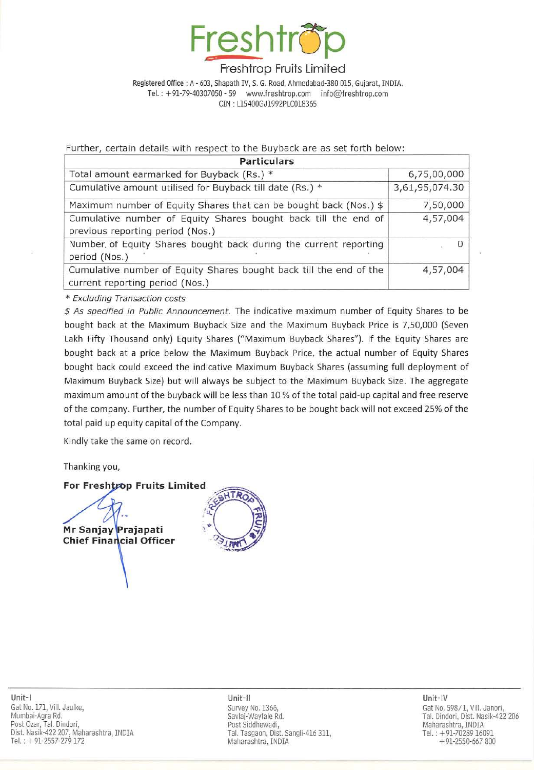# Freshtrop

Freshtrop Fruits Limited

Registered Office : A - 603, Shapath IV, S. G. Road, Ahmedabad-380 015, Gujarat, INDIA.
Tel. : +91-79-40307050 - 59 www.freshtrop.com info@freshtrop.com
CIN : L15400GJ1992PLC018365

Further, certain details with respect to the Buyback are as set forth below:

| Particulars | |
|---|---|
| Total amount earmarked for Buyback (Rs.) * | 6,75,00,000 |
| Cumulative amount utilised for Buyback till date (Rs.) * | 3,61,95,074.30 |
| Maximum number of Equity Shares that can be bought back (Nos.) $ | 7,50,000 |
| Cumulative number of Equity Shares bought back till the end of previous reporting period (Nos.) | 4,57,004 |
| Number of Equity Shares bought back during the current reporting period (Nos.) | 0 |
| Cumulative number of Equity Shares bought back till the end of the current reporting period (Nos.) | 4,57,004 |

*\* Excluding Transaction costs*

*$ As specified in Public Announcement.* The indicative maximum number of Equity Shares to be bought back at the Maximum Buyback Size and the Maximum Buyback Price is 7,50,000 (Seven Lakh Fifty Thousand only) Equity Shares ("Maximum Buyback Shares"). If the Equity Shares are bought back at a price below the Maximum Buyback Price, the actual number of Equity Shares bought back could exceed the indicative Maximum Buyback Shares (assuming full deployment of Maximum Buyback Size) but will always be subject to the Maximum Buyback Size. The aggregate maximum amount of the buyback will be less than 10 % of the total paid-up capital and free reserve of the company. Further, the number of Equity Shares to be bought back will not exceed 25% of the total paid up equity capital of the Company.

Kindly take the same on record.

Thanking you,

**For Freshtrop Fruits Limited**

**Mr Sanjay Prajapati**
**Chief Financial Officer**

Unit-I
Gat No. 171, Vill. Jaulke,
Mumbai-Agra Rd.
Post Ozar, Tal. Dindori,
Dist. Nasik-422 207, Maharashtra, INDIA
Tel. : +91-2557-279 172

Unit-II
Survey No. 1366,
Savlaj-Wayfale Rd.
Post Siddhewadi,
Tal. Tasgaon, Dist. Sangli-416 311,
Maharashtra, INDIA

Unit-IV
Gat No. 598/1, Vill. Janori,
Tal. Dindori, Dist. Nasik-422 206
Maharashtra, INDIA
Tel. : +91-70289 16091
+91-2550-667 800